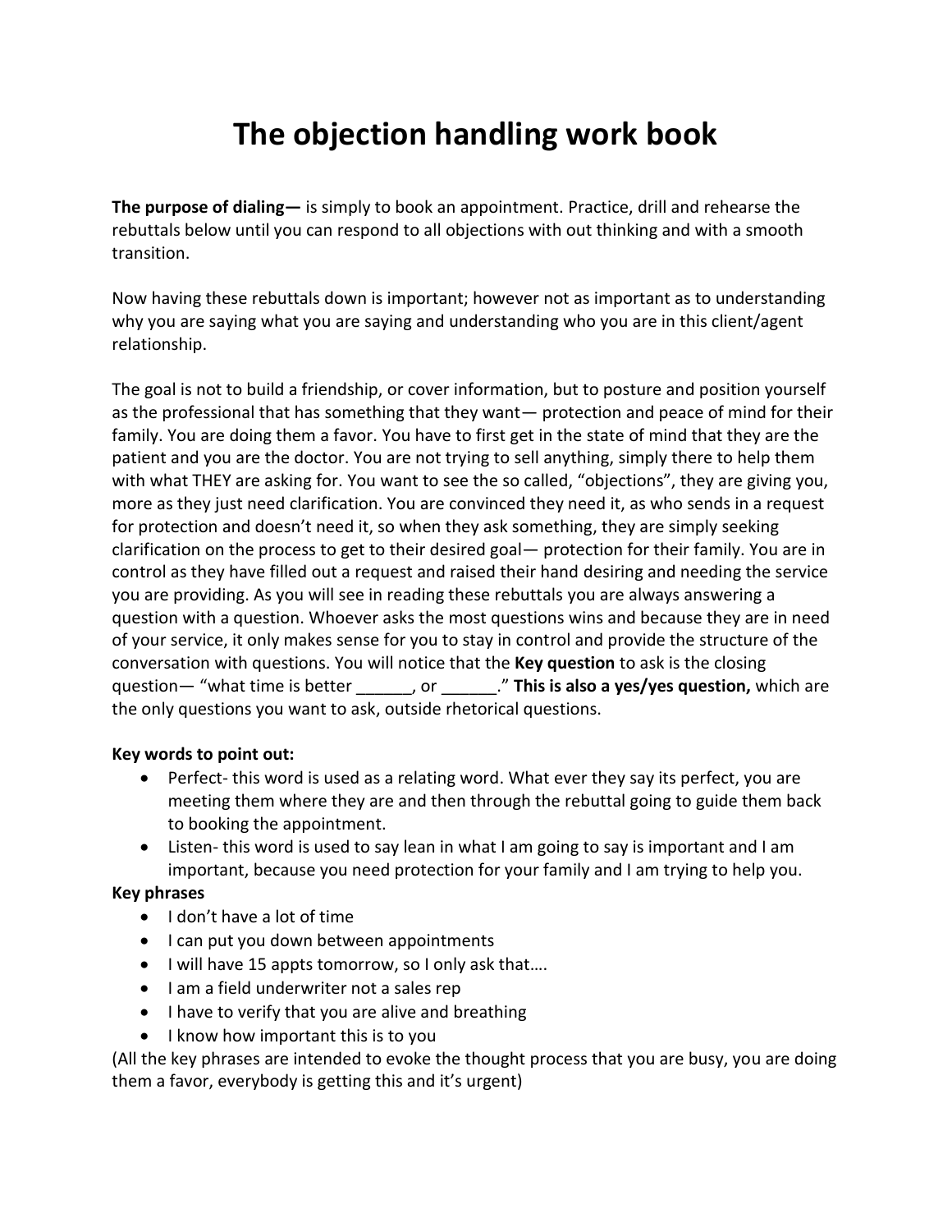# The objection handling work book

**The purpose of dialing—** is simply to book an appointment. Practice, drill and rehearse the rebuttals below until you can respond to all objections with out thinking and with a smooth transition.

Now having these rebuttals down is important; however not as important as to understanding why you are saying what you are saying and understanding who you are in this client/agent relationship.

The goal is not to build a friendship, or cover information, but to posture and position yourself as the professional that has something that they want— protection and peace of mind for their family. You are doing them a favor. You have to first get in the state of mind that they are the patient and you are the doctor. You are not trying to sell anything, simply there to help them with what THEY are asking for. You want to see the so called, "objections", they are giving you, more as they just need clarification. You are convinced they need it, as who sends in a request for protection and doesn't need it, so when they ask something, they are simply seeking clarification on the process to get to their desired goal— protection for their family. You are in control as they have filled out a request and raised their hand desiring and needing the service you are providing. As you will see in reading these rebuttals you are always answering a question with a question. Whoever asks the most questions wins and because they are in need of your service, it only makes sense for you to stay in control and provide the structure of the conversation with questions. You will notice that the **Key question** to ask is the closing question— "what time is better ______, or ______." **This is also a yes/yes question,** which are the only questions you want to ask, outside rhetorical questions.

**Key words to point out:**

- Perfect- this word is used as a relating word. What ever they say its perfect, you are meeting them where they are and then through the rebuttal going to guide them back to booking the appointment.
- Listen- this word is used to say lean in what I am going to say is important and I am important, because you need protection for your family and I am trying to help you.

**Key phrases**

- I don't have a lot of time
- I can put you down between appointments
- I will have 15 appts tomorrow, so I only ask that….
- I am a field underwriter not a sales rep
- I have to verify that you are alive and breathing
- I know how important this is to you

(All the key phrases are intended to evoke the thought process that you are busy, you are doing them a favor, everybody is getting this and it's urgent)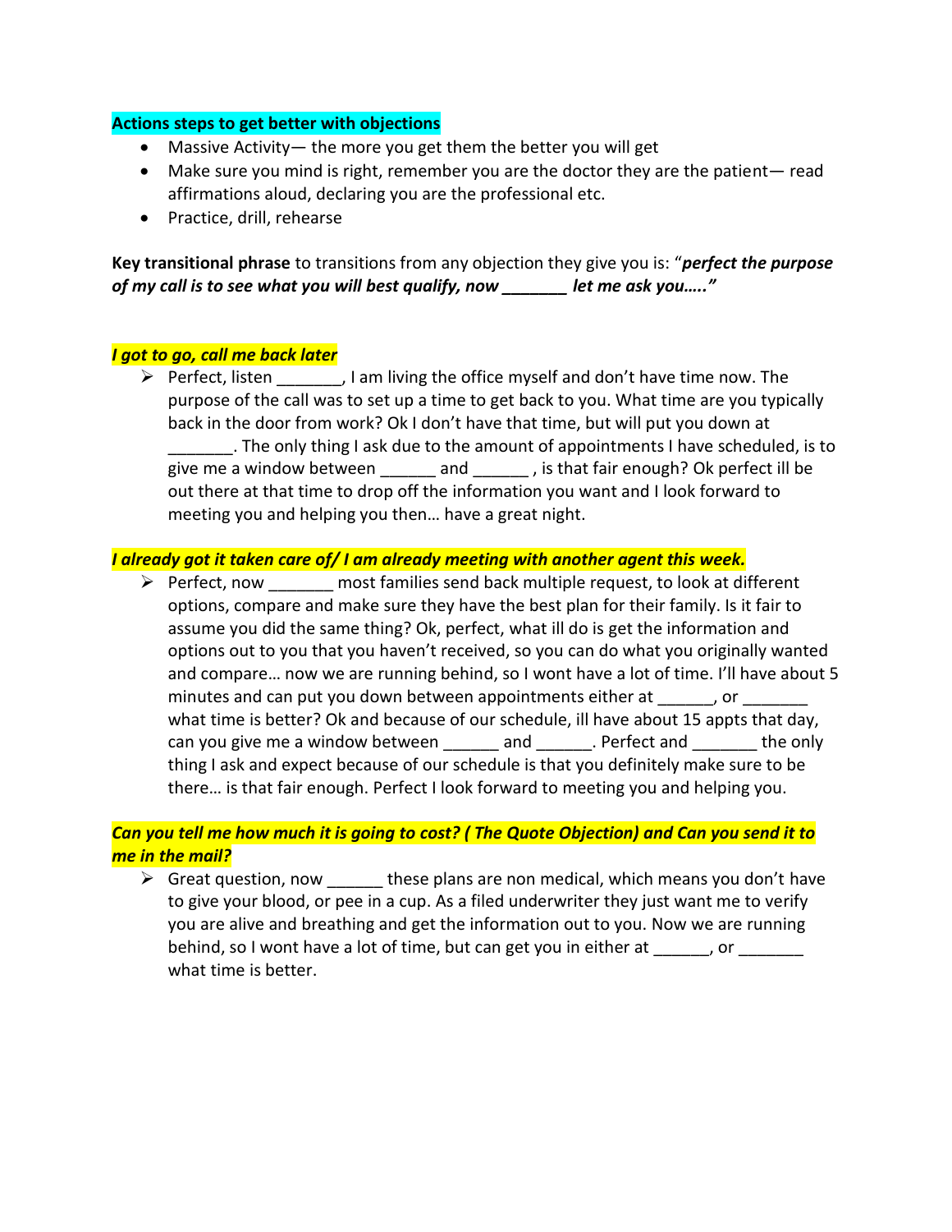**Actions steps to get better with objections**

- Massive Activity— the more you get them the better you will get
- Make sure you mind is right, remember you are the doctor they are the patient— read affirmations aloud, declaring you are the professional etc.
- Practice, drill, rehearse

**Key transitional phrase** to transitions from any objection they give you is: "***perfect the purpose of my call is to see what you will best qualify, now _______ let me ask you…..***"

***I got to go, call me back later***

- Perfect, listen _______, I am living the office myself and don't have time now. The purpose of the call was to set up a time to get back to you. What time are you typically back in the door from work? Ok I don't have that time, but will put you down at _______. The only thing I ask due to the amount of appointments I have scheduled, is to give me a window between ______ and ______ , is that fair enough? Ok perfect ill be out there at that time to drop off the information you want and I look forward to meeting you and helping you then… have a great night.

***I already got it taken care of/ I am already meeting with another agent this week.***

- Perfect, now _______ most families send back multiple request, to look at different options, compare and make sure they have the best plan for their family. Is it fair to assume you did the same thing? Ok, perfect, what ill do is get the information and options out to you that you haven't received, so you can do what you originally wanted and compare… now we are running behind, so I wont have a lot of time. I'll have about 5 minutes and can put you down between appointments either at ______, or _______ what time is better? Ok and because of our schedule, ill have about 15 appts that day, can you give me a window between ______ and ______. Perfect and _______ the only thing I ask and expect because of our schedule is that you definitely make sure to be there… is that fair enough. Perfect I look forward to meeting you and helping you.

***Can you tell me how much it is going to cost? ( The Quote Objection) and Can you send it to me in the mail?***

- Great question, now ______ these plans are non medical, which means you don't have to give your blood, or pee in a cup. As a filed underwriter they just want me to verify you are alive and breathing and get the information out to you. Now we are running behind, so I wont have a lot of time, but can get you in either at ______, or _______ what time is better.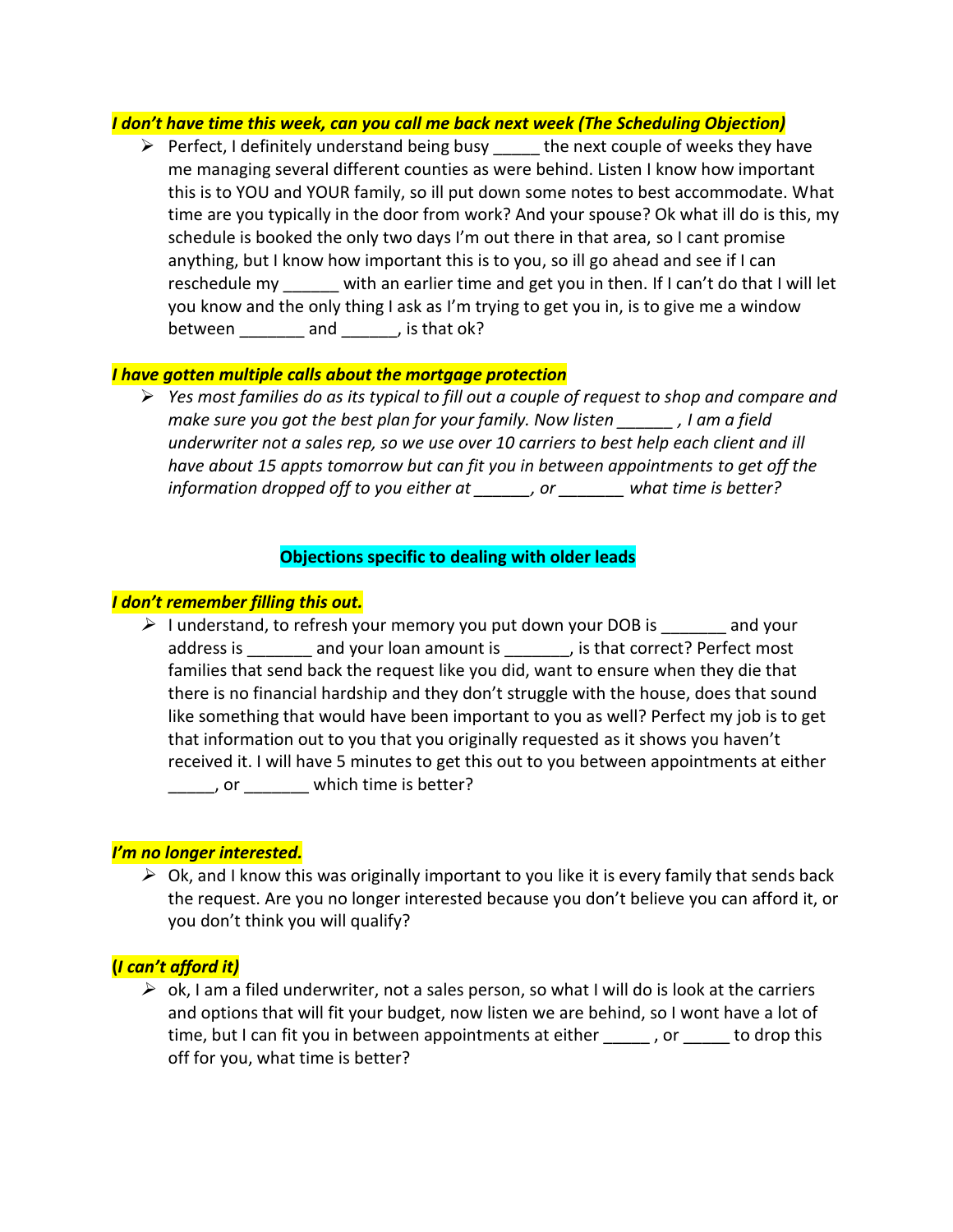***I don't have time this week, can you call me back next week (The Scheduling Objection)***

- Perfect, I definitely understand being busy _____ the next couple of weeks they have me managing several different counties as were behind. Listen I know how important this is to YOU and YOUR family, so ill put down some notes to best accommodate. What time are you typically in the door from work? And your spouse? Ok what ill do is this, my schedule is booked the only two days I'm out there in that area, so I cant promise anything, but I know how important this is to you, so ill go ahead and see if I can reschedule my ______ with an earlier time and get you in then. If I can't do that I will let you know and the only thing I ask as I'm trying to get you in, is to give me a window between _______ and ______, is that ok?

***I have gotten multiple calls about the mortgage protection***

- *Yes most families do as its typical to fill out a couple of request to shop and compare and make sure you got the best plan for your family. Now listen ______ , I am a field underwriter not a sales rep, so we use over 10 carriers to best help each client and ill have about 15 appts tomorrow but can fit you in between appointments to get off the information dropped off to you either at ______, or _______ what time is better?*

**Objections specific to dealing with older leads**

***I don't remember filling this out.***

- I understand, to refresh your memory you put down your DOB is _______ and your address is _______ and your loan amount is _______, is that correct? Perfect most families that send back the request like you did, want to ensure when they die that there is no financial hardship and they don't struggle with the house, does that sound like something that would have been important to you as well? Perfect my job is to get that information out to you that you originally requested as it shows you haven't received it. I will have 5 minutes to get this out to you between appointments at either _____, or _______ which time is better?

***I'm no longer interested.***

- Ok, and I know this was originally important to you like it is every family that sends back the request. Are you no longer interested because you don't believe you can afford it, or you don't think you will qualify?

***(I can't afford it)***

- ok, I am a filed underwriter, not a sales person, so what I will do is look at the carriers and options that will fit your budget, now listen we are behind, so I wont have a lot of time, but I can fit you in between appointments at either _____ , or _____ to drop this off for you, what time is better?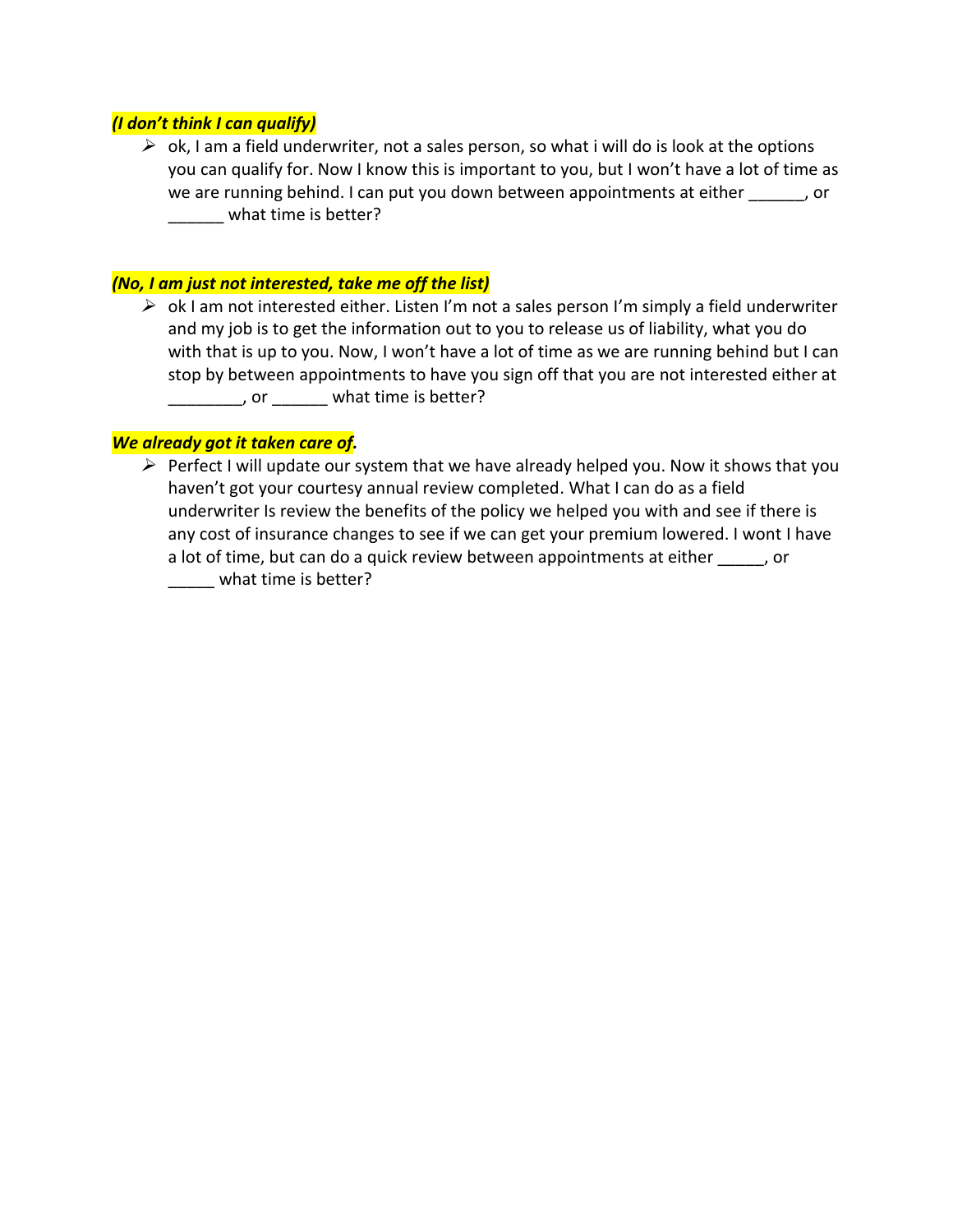***(I don't think I can qualify)***

- ok, I am a field underwriter, not a sales person, so what i will do is look at the options you can qualify for. Now I know this is important to you, but I won't have a lot of time as we are running behind. I can put you down between appointments at either ______, or ______ what time is better?

***(No, I am just not interested, take me off the list)***

- ok I am not interested either. Listen I'm not a sales person I'm simply a field underwriter and my job is to get the information out to you to release us of liability, what you do with that is up to you. Now, I won't have a lot of time as we are running behind but I can stop by between appointments to have you sign off that you are not interested either at ________, or ______ what time is better?

***We already got it taken care of.***

- Perfect I will update our system that we have already helped you. Now it shows that you haven't got your courtesy annual review completed. What I can do as a field underwriter Is review the benefits of the policy we helped you with and see if there is any cost of insurance changes to see if we can get your premium lowered. I wont I have a lot of time, but can do a quick review between appointments at either _____, or _____ what time is better?